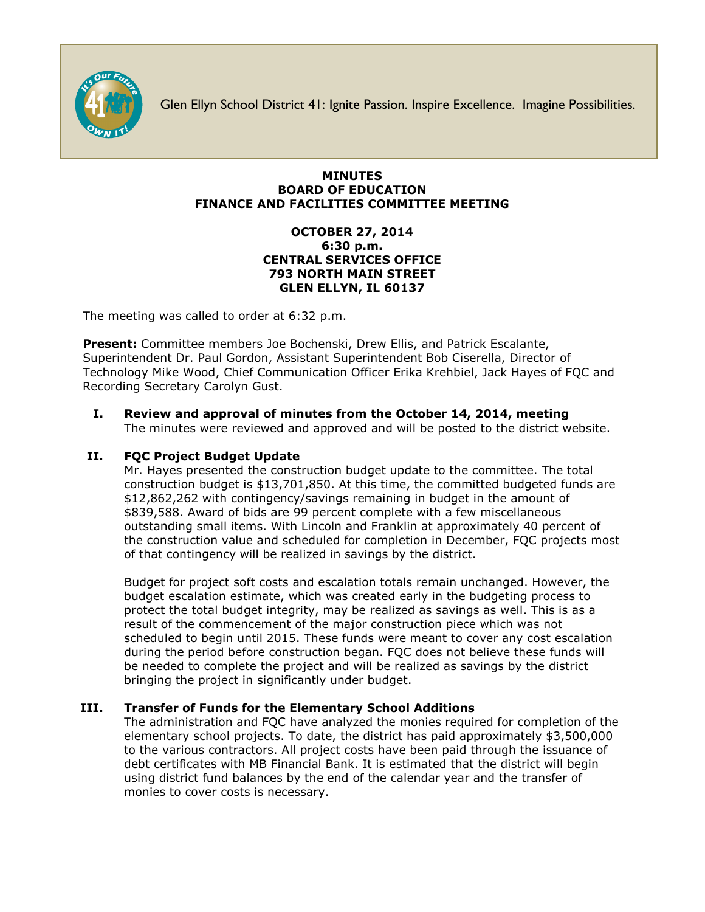Glen Ellyn School District 41: Ignite Passion. Inspire Excellence. Imagine Possibilities.

**MINUTES**
**BOARD OF EDUCATION**
**FINANCE AND FACILITIES COMMITTEE MEETING**

**OCTOBER 27, 2014**
**6:30 p.m.**
**CENTRAL SERVICES OFFICE**
**793 NORTH MAIN STREET**
**GLEN ELLYN, IL 60137**

The meeting was called to order at 6:32 p.m.

**Present:** Committee members Joe Bochenski, Drew Ellis, and Patrick Escalante, Superintendent Dr. Paul Gordon, Assistant Superintendent Bob Ciserella, Director of Technology Mike Wood, Chief Communication Officer Erika Krehbiel, Jack Hayes of FQC and Recording Secretary Carolyn Gust.

## I. Review and approval of minutes from the October 14, 2014, meeting

The minutes were reviewed and approved and will be posted to the district website.

## II. FQC Project Budget Update

Mr. Hayes presented the construction budget update to the committee. The total construction budget is $13,701,850. At this time, the committed budgeted funds are $12,862,262 with contingency/savings remaining in budget in the amount of $839,588. Award of bids are 99 percent complete with a few miscellaneous outstanding small items. With Lincoln and Franklin at approximately 40 percent of the construction value and scheduled for completion in December, FQC projects most of that contingency will be realized in savings by the district.

Budget for project soft costs and escalation totals remain unchanged. However, the budget escalation estimate, which was created early in the budgeting process to protect the total budget integrity, may be realized as savings as well. This is as a result of the commencement of the major construction piece which was not scheduled to begin until 2015. These funds were meant to cover any cost escalation during the period before construction began. FQC does not believe these funds will be needed to complete the project and will be realized as savings by the district bringing the project in significantly under budget.

## III. Transfer of Funds for the Elementary School Additions

The administration and FQC have analyzed the monies required for completion of the elementary school projects. To date, the district has paid approximately $3,500,000 to the various contractors. All project costs have been paid through the issuance of debt certificates with MB Financial Bank. It is estimated that the district will begin using district fund balances by the end of the calendar year and the transfer of monies to cover costs is necessary.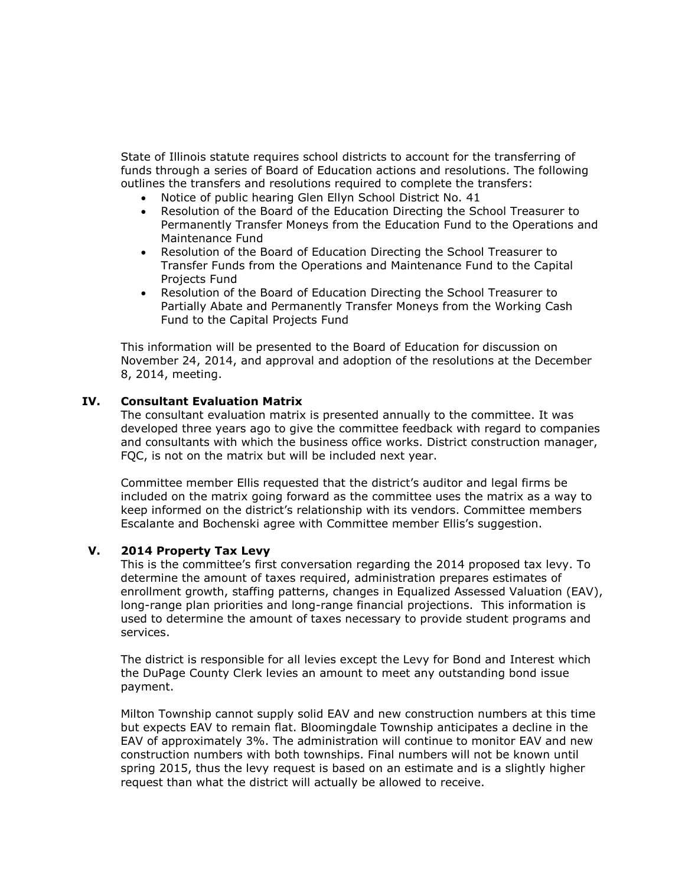State of Illinois statute requires school districts to account for the transferring of funds through a series of Board of Education actions and resolutions. The following outlines the transfers and resolutions required to complete the transfers:

- Notice of public hearing Glen Ellyn School District No. 41
- Resolution of the Board of the Education Directing the School Treasurer to Permanently Transfer Moneys from the Education Fund to the Operations and Maintenance Fund
- Resolution of the Board of Education Directing the School Treasurer to Transfer Funds from the Operations and Maintenance Fund to the Capital Projects Fund
- Resolution of the Board of Education Directing the School Treasurer to Partially Abate and Permanently Transfer Moneys from the Working Cash Fund to the Capital Projects Fund

This information will be presented to the Board of Education for discussion on November 24, 2014, and approval and adoption of the resolutions at the December 8, 2014, meeting.

## IV. Consultant Evaluation Matrix

The consultant evaluation matrix is presented annually to the committee. It was developed three years ago to give the committee feedback with regard to companies and consultants with which the business office works. District construction manager, FQC, is not on the matrix but will be included next year.

Committee member Ellis requested that the district's auditor and legal firms be included on the matrix going forward as the committee uses the matrix as a way to keep informed on the district's relationship with its vendors. Committee members Escalante and Bochenski agree with Committee member Ellis's suggestion.

## V. 2014 Property Tax Levy

This is the committee's first conversation regarding the 2014 proposed tax levy. To determine the amount of taxes required, administration prepares estimates of enrollment growth, staffing patterns, changes in Equalized Assessed Valuation (EAV), long-range plan priorities and long-range financial projections. This information is used to determine the amount of taxes necessary to provide student programs and services.

The district is responsible for all levies except the Levy for Bond and Interest which the DuPage County Clerk levies an amount to meet any outstanding bond issue payment.

Milton Township cannot supply solid EAV and new construction numbers at this time but expects EAV to remain flat. Bloomingdale Township anticipates a decline in the EAV of approximately 3%. The administration will continue to monitor EAV and new construction numbers with both townships. Final numbers will not be known until spring 2015, thus the levy request is based on an estimate and is a slightly higher request than what the district will actually be allowed to receive.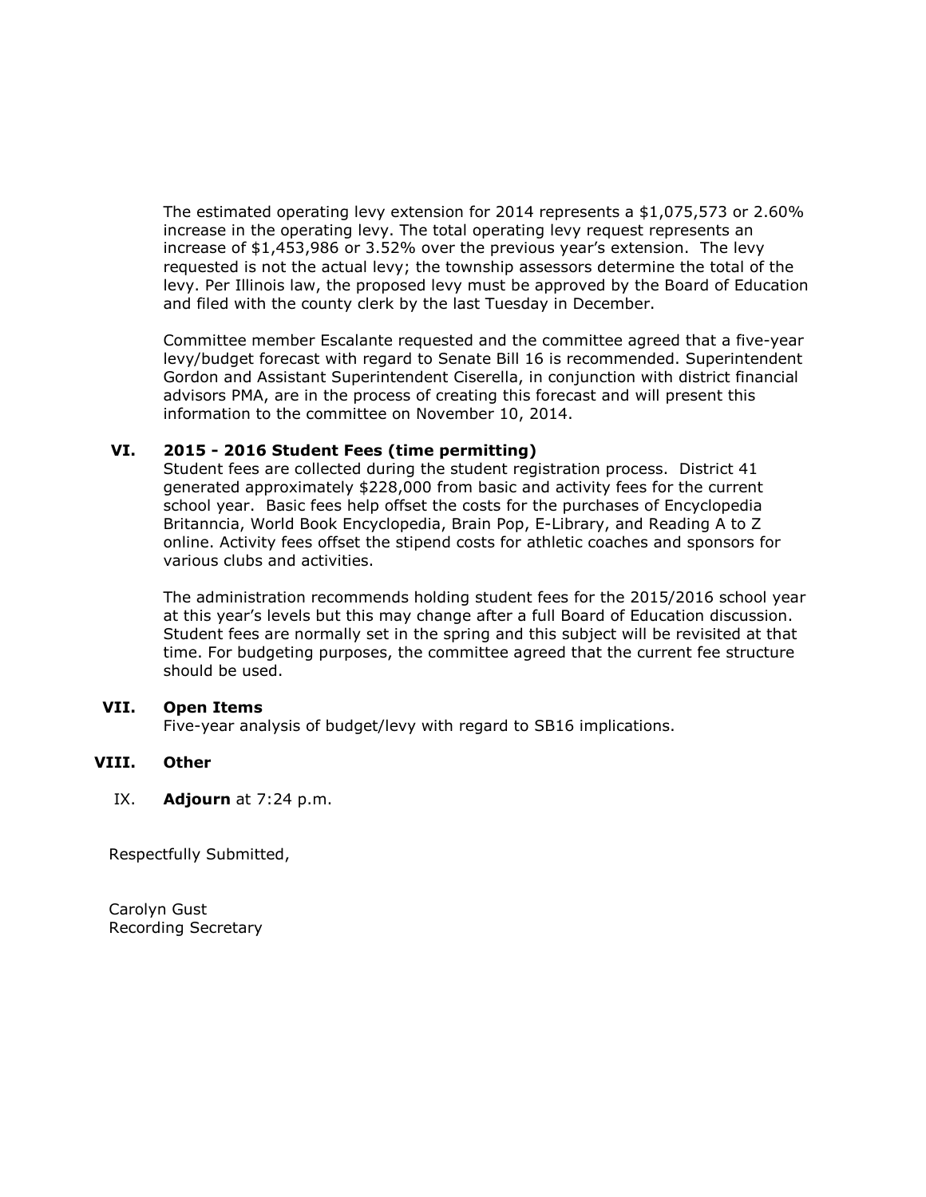The estimated operating levy extension for 2014 represents a $1,075,573 or 2.60% increase in the operating levy. The total operating levy request represents an increase of $1,453,986 or 3.52% over the previous year's extension. The levy requested is not the actual levy; the township assessors determine the total of the levy. Per Illinois law, the proposed levy must be approved by the Board of Education and filed with the county clerk by the last Tuesday in December.

Committee member Escalante requested and the committee agreed that a five-year levy/budget forecast with regard to Senate Bill 16 is recommended. Superintendent Gordon and Assistant Superintendent Ciserella, in conjunction with district financial advisors PMA, are in the process of creating this forecast and will present this information to the committee on November 10, 2014.

**VI. 2015 - 2016 Student Fees (time permitting)**

Student fees are collected during the student registration process. District 41 generated approximately $228,000 from basic and activity fees for the current school year. Basic fees help offset the costs for the purchases of Encyclopedia Britanncia, World Book Encyclopedia, Brain Pop, E-Library, and Reading A to Z online. Activity fees offset the stipend costs for athletic coaches and sponsors for various clubs and activities.

The administration recommends holding student fees for the 2015/2016 school year at this year's levels but this may change after a full Board of Education discussion. Student fees are normally set in the spring and this subject will be revisited at that time. For budgeting purposes, the committee agreed that the current fee structure should be used.

**VII. Open Items**

Five-year analysis of budget/levy with regard to SB16 implications.

**VIII. Other**

IX. **Adjourn** at 7:24 p.m.

Respectfully Submitted,

Carolyn Gust
Recording Secretary